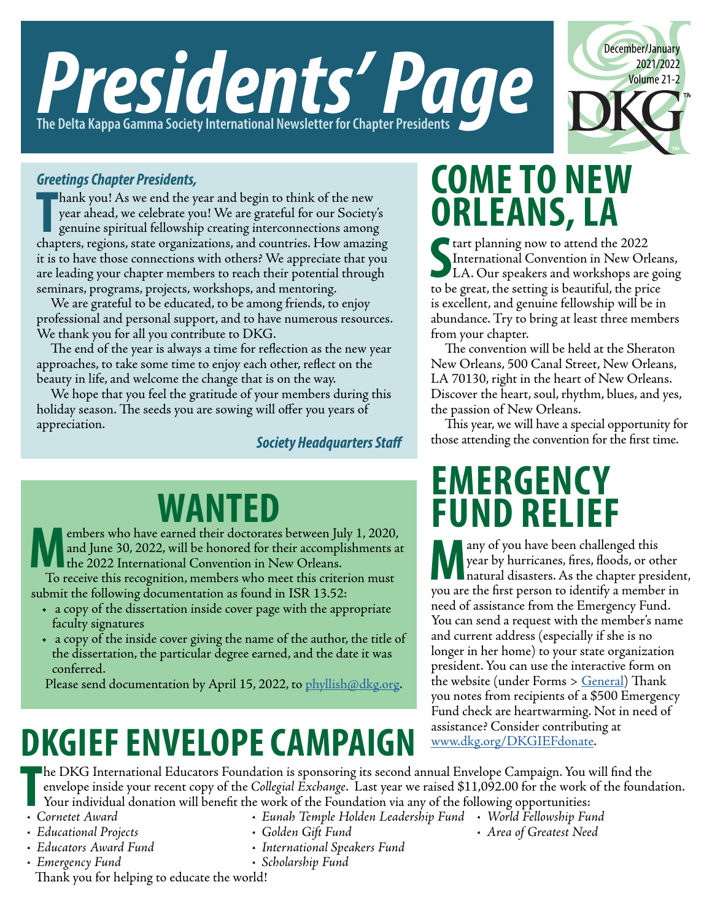# Presidents' Page

**The Delta Kappa Gamma Society International Newsletter for Chapter Presidents**

December/January 2021/2022 Volume 21-2

DKG™

***Greetings Chapter Presidents,***

Thank you! As we end the year and begin to think of the new year ahead, we celebrate you! We are grateful for our Society's genuine spiritual fellowship creating interconnections among chapters, regions, state organizations, and countries. How amazing it is to have those connections with others? We appreciate that you are leading your chapter members to reach their potential through seminars, programs, projects, workshops, and mentoring.

We are grateful to be educated, to be among friends, to enjoy professional and personal support, and to have numerous resources. We thank you for all you contribute to DKG.

The end of the year is always a time for reflection as the new year approaches, to take some time to enjoy each other, reflect on the beauty in life, and welcome the change that is on the way.

We hope that you feel the gratitude of your members during this holiday season. The seeds you are sowing will offer you years of appreciation.

***Society Headquarters Staff***

## WANTED

Members who have earned their doctorates between July 1, 2020, and June 30, 2022, will be honored for their accomplishments at the 2022 International Convention in New Orleans.

To receive this recognition, members who meet this criterion must submit the following documentation as found in ISR 13.52:

- a copy of the dissertation inside cover page with the appropriate faculty signatures
- a copy of the inside cover giving the name of the author, the title of the dissertation, the particular degree earned, and the date it was conferred.

Please send documentation by April 15, 2022, to phyllish@dkg.org.

## COME TO NEW ORLEANS, LA

Start planning now to attend the 2022 International Convention in New Orleans, LA. Our speakers and workshops are going to be great, the setting is beautiful, the price is excellent, and genuine fellowship will be in abundance. Try to bring at least three members from your chapter.

The convention will be held at the Sheraton New Orleans, 500 Canal Street, New Orleans, LA 70130, right in the heart of New Orleans. Discover the heart, soul, rhythm, blues, and yes, the passion of New Orleans.

This year, we will have a special opportunity for those attending the convention for the first time.

## EMERGENCY FUND RELIEF

Many of you have been challenged this year by hurricanes, fires, floods, or other natural disasters. As the chapter president, you are the first person to identify a member in need of assistance from the Emergency Fund. You can send a request with the member's name and current address (especially if she is no longer in her home) to your state organization president. You can use the interactive form on the website (under Forms > General) Thank you notes from recipients of a $500 Emergency Fund check are heartwarming. Not in need of assistance? Consider contributing at www.dkg.org/DKGIEFdonate.

## DKGIEF ENVELOPE CAMPAIGN

The DKG International Educators Foundation is sponsoring its second annual Envelope Campaign. You will find the envelope inside your recent copy of the *Collegial Exchange*. Last year we raised $11,092.00 for the work of the foundation. Your individual donation will benefit the work of the Foundation via any of the following opportunities:

- *Cornetet Award*
- *Educational Projects*
- *Educators Award Fund*
- *Emergency Fund*
- *Eunah Temple Holden Leadership Fund*
- *Golden Gift Fund*
- *International Speakers Fund*
- *Scholarship Fund*
- *World Fellowship Fund*
- *Area of Greatest Need*

Thank you for helping to educate the world!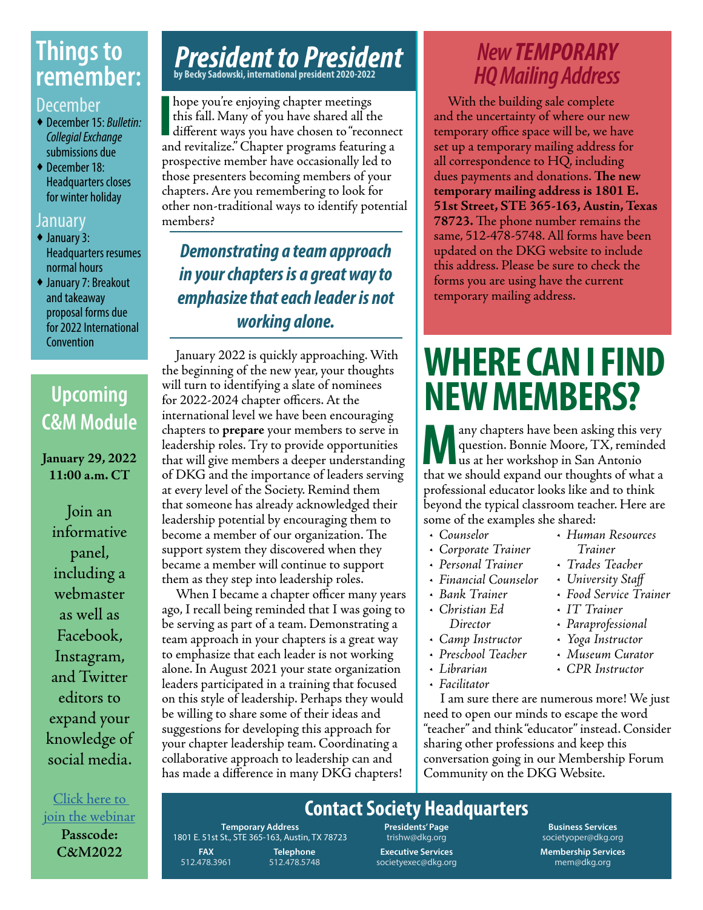# Things to remember:

## December

- December 15: *Bulletin: Collegial Exchange* submissions due
- December 18: Headquarters closes for winter holiday

## January

- January 3: Headquarters resumes normal hours
- January 7: Breakout and takeaway proposal forms due for 2022 International Convention

# Upcoming C&M Module

**January 29, 2022**
**11:00 a.m. CT**

Join an informative panel, including a webmaster as well as Facebook, Instagram, and Twitter editors to expand your knowledge of social media.

Click here to join the webinar

**Passcode: C&M2022**

# *President to President*

**by Becky Sadowski, international president 2020-2022**

I hope you're enjoying chapter meetings this fall. Many of you have shared all the different ways you have chosen to "reconnect and revitalize." Chapter programs featuring a prospective member have occasionally led to those presenters becoming members of your chapters. Are you remembering to look for other non-traditional ways to identify potential members?

> ***Demonstrating a team approach in your chapters is a great way to emphasize that each leader is not working alone.***

January 2022 is quickly approaching. With the beginning of the new year, your thoughts will turn to identifying a slate of nominees for 2022-2024 chapter officers. At the international level we have been encouraging chapters to **prepare** your members to serve in leadership roles. Try to provide opportunities that will give members a deeper understanding of DKG and the importance of leaders serving at every level of the Society. Remind them that someone has already acknowledged their leadership potential by encouraging them to become a member of our organization. The support system they discovered when they became a member will continue to support them as they step into leadership roles.

When I became a chapter officer many years ago, I recall being reminded that I was going to be serving as part of a team. Demonstrating a team approach in your chapters is a great way to emphasize that each leader is not working alone. In August 2021 your state organization leaders participated in a training that focused on this style of leadership. Perhaps they would be willing to share some of their ideas and suggestions for developing this approach for your chapter leadership team. Coordinating a collaborative approach to leadership can and has made a difference in many DKG chapters!

# *New TEMPORARY HQ Mailing Address*

With the building sale complete and the uncertainty of where our new temporary office space will be, we have set up a temporary mailing address for all correspondence to HQ, including dues payments and donations. **The new temporary mailing address is 1801 E. 51st Street, STE 365-163, Austin, Texas 78723.** The phone number remains the same, 512-478-5748. All forms have been updated on the DKG website to include this address. Please be sure to check the forms you are using have the current temporary mailing address.

# WHERE CAN I FIND NEW MEMBERS?

Many chapters have been asking this very question. Bonnie Moore, TX, reminded us at her workshop in San Antonio that we should expand our thoughts of what a professional educator looks like and to think beyond the typical classroom teacher. Here are some of the examples she shared:

- *Counselor*
- *Corporate Trainer*
- *Personal Trainer*
- *Financial Counselor*
- *Bank Trainer*
- *Christian Ed Director*
- *Camp Instructor*
- *Preschool Teacher*
- *Librarian*
- *Facilitator*
- *Human Resources Trainer*
- *Trades Teacher*
- *University Staff*
- *Food Service Trainer*
- *IT Trainer*
- *Paraprofessional*
- *Yoga Instructor*
- *Museum Curator*
- *CPR Instructor*

I am sure there are numerous more! We just need to open our minds to escape the word "teacher" and think "educator" instead. Consider sharing other professions and keep this conversation going in our Membership Forum Community on the DKG Website.

# Contact Society Headquarters

**Temporary Address**
1801 E. 51st St., STE 365-163, Austin, TX 78723

**FAX**
512.478.3961

**Telephone**
512.478.5748

**Presidents' Page**
trishw@dkg.org

**Executive Services**
societyexec@dkg.org

**Business Services**
societyoper@dkg.org

**Membership Services**
mem@dkg.org